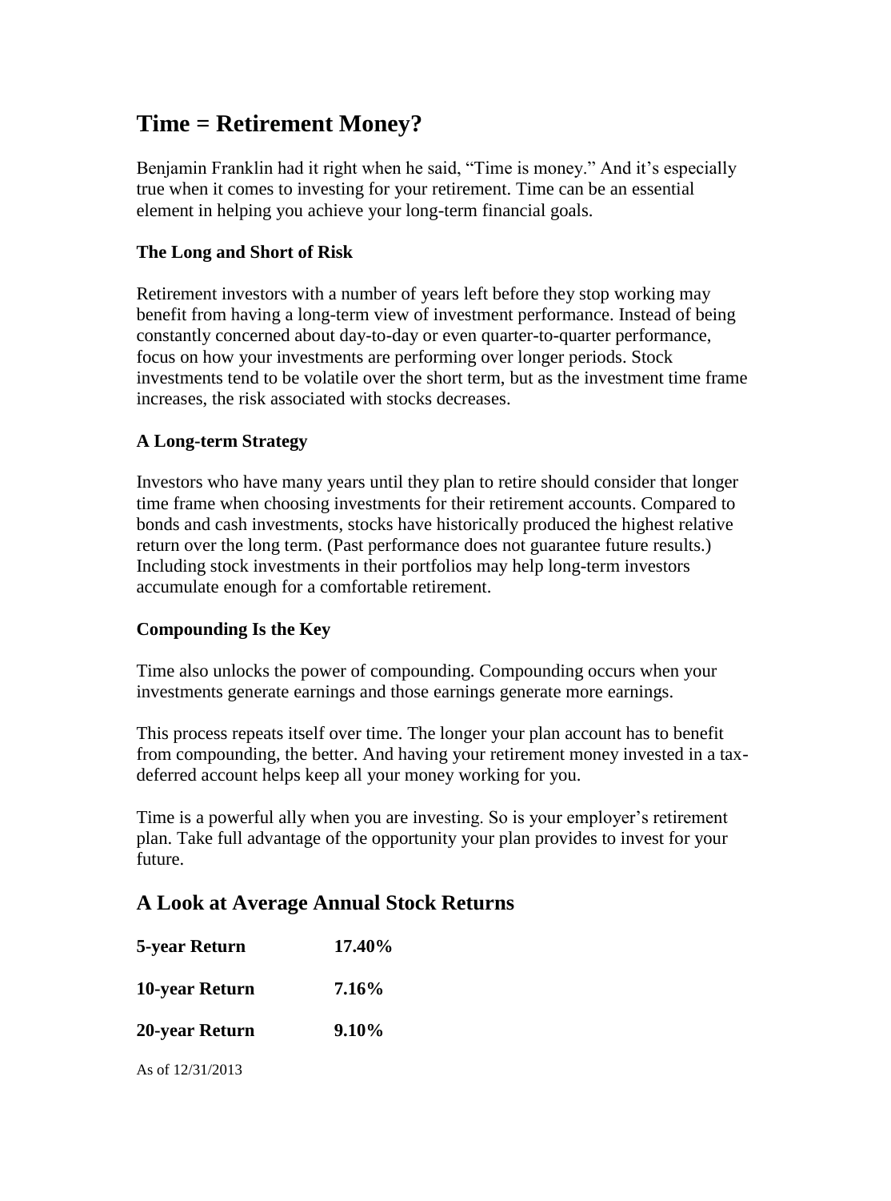# Time = Retirement Money?

Benjamin Franklin had it right when he said, "Time is money." And it's especially true when it comes to investing for your retirement. Time can be an essential element in helping you achieve your long-term financial goals.

### The Long and Short of Risk

Retirement investors with a number of years left before they stop working may benefit from having a long-term view of investment performance. Instead of being constantly concerned about day-to-day or even quarter-to-quarter performance, focus on how your investments are performing over longer periods. Stock investments tend to be volatile over the short term, but as the investment time frame increases, the risk associated with stocks decreases.

### A Long-term Strategy

Investors who have many years until they plan to retire should consider that longer time frame when choosing investments for their retirement accounts. Compared to bonds and cash investments, stocks have historically produced the highest relative return over the long term. (Past performance does not guarantee future results.) Including stock investments in their portfolios may help long-term investors accumulate enough for a comfortable retirement.

### Compounding Is the Key

Time also unlocks the power of compounding. Compounding occurs when your investments generate earnings and those earnings generate more earnings.

This process repeats itself over time. The longer your plan account has to benefit from compounding, the better. And having your retirement money invested in a tax-deferred account helps keep all your money working for you.

Time is a powerful ally when you are investing. So is your employer's retirement plan. Take full advantage of the opportunity your plan provides to invest for your future.

## A Look at Average Annual Stock Returns

| | |
|---|---|
| **5-year Return** | **17.40%** |
| **10-year Return** | **7.16%** |
| **20-year Return** | **9.10%** |

As of 12/31/2013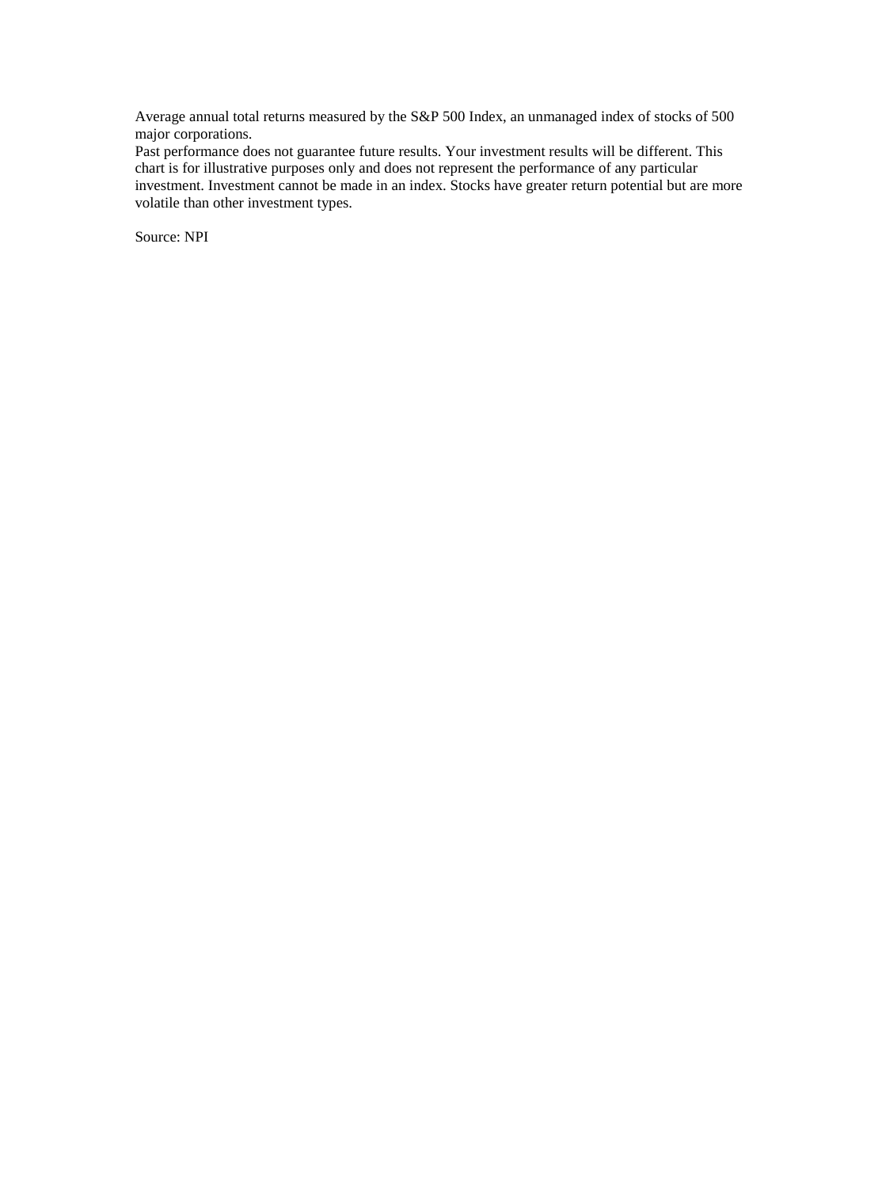Average annual total returns measured by the S&P 500 Index, an unmanaged index of stocks of 500 major corporations.

Past performance does not guarantee future results. Your investment results will be different. This chart is for illustrative purposes only and does not represent the performance of any particular investment. Investment cannot be made in an index. Stocks have greater return potential but are more volatile than other investment types.

Source: NPI